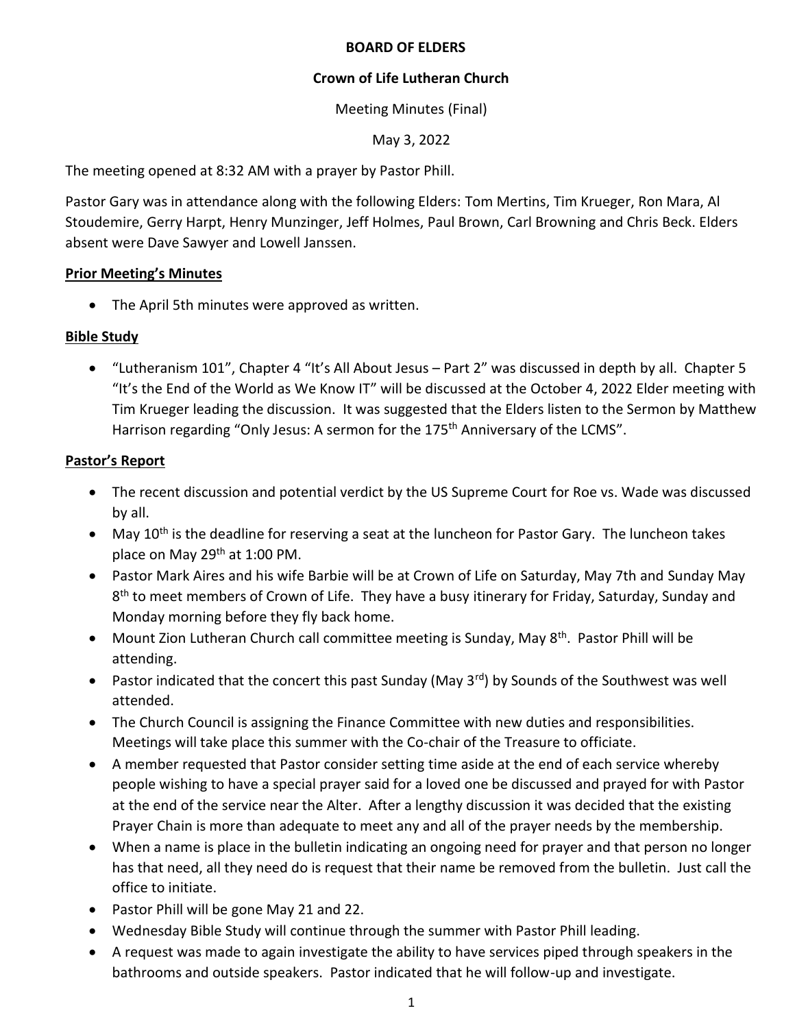**BOARD OF ELDERS**

**Crown of Life Lutheran Church**

Meeting Minutes (Final)

May 3, 2022

The meeting opened at 8:32 AM with a prayer by Pastor Phill.

Pastor Gary was in attendance along with the following Elders: Tom Mertins, Tim Krueger, Ron Mara, Al Stoudemire, Gerry Harpt, Henry Munzinger, Jeff Holmes, Paul Brown, Carl Browning and Chris Beck. Elders absent were Dave Sawyer and Lowell Janssen.

## Prior Meeting's Minutes

- The April 5th minutes were approved as written.

## Bible Study

- "Lutheranism 101", Chapter 4 "It's All About Jesus – Part 2" was discussed in depth by all. Chapter 5 "It's the End of the World as We Know IT" will be discussed at the October 4, 2022 Elder meeting with Tim Krueger leading the discussion. It was suggested that the Elders listen to the Sermon by Matthew Harrison regarding "Only Jesus: A sermon for the 175th Anniversary of the LCMS".

## Pastor's Report

- The recent discussion and potential verdict by the US Supreme Court for Roe vs. Wade was discussed by all.
- May 10th is the deadline for reserving a seat at the luncheon for Pastor Gary. The luncheon takes place on May 29th at 1:00 PM.
- Pastor Mark Aires and his wife Barbie will be at Crown of Life on Saturday, May 7th and Sunday May 8th to meet members of Crown of Life. They have a busy itinerary for Friday, Saturday, Sunday and Monday morning before they fly back home.
- Mount Zion Lutheran Church call committee meeting is Sunday, May 8th. Pastor Phill will be attending.
- Pastor indicated that the concert this past Sunday (May 3rd) by Sounds of the Southwest was well attended.
- The Church Council is assigning the Finance Committee with new duties and responsibilities. Meetings will take place this summer with the Co-chair of the Treasure to officiate.
- A member requested that Pastor consider setting time aside at the end of each service whereby people wishing to have a special prayer said for a loved one be discussed and prayed for with Pastor at the end of the service near the Alter. After a lengthy discussion it was decided that the existing Prayer Chain is more than adequate to meet any and all of the prayer needs by the membership.
- When a name is place in the bulletin indicating an ongoing need for prayer and that person no longer has that need, all they need do is request that their name be removed from the bulletin. Just call the office to initiate.
- Pastor Phill will be gone May 21 and 22.
- Wednesday Bible Study will continue through the summer with Pastor Phill leading.
- A request was made to again investigate the ability to have services piped through speakers in the bathrooms and outside speakers. Pastor indicated that he will follow-up and investigate.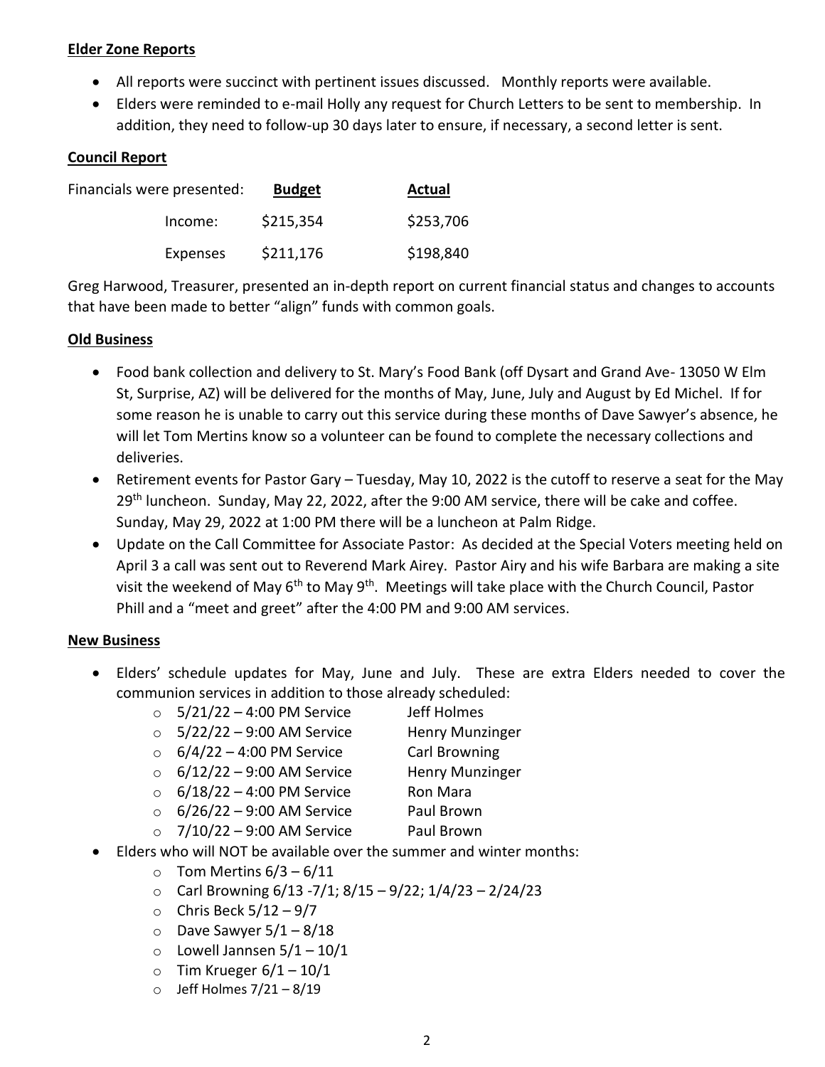**Elder Zone Reports**

- All reports were succinct with pertinent issues discussed. Monthly reports were available.
- Elders were reminded to e-mail Holly any request for Church Letters to be sent to membership. In addition, they need to follow-up 30 days later to ensure, if necessary, a second letter is sent.

**Council Report**

| Financials were presented: | **Budget** | **Actual** |
|---|---|---|
| Income: | $215,354 | $253,706 |
| Expenses | $211,176 | $198,840 |

Greg Harwood, Treasurer, presented an in-depth report on current financial status and changes to accounts that have been made to better "align" funds with common goals.

**Old Business**

- Food bank collection and delivery to St. Mary's Food Bank (off Dysart and Grand Ave- 13050 W Elm St, Surprise, AZ) will be delivered for the months of May, June, July and August by Ed Michel. If for some reason he is unable to carry out this service during these months of Dave Sawyer's absence, he will let Tom Mertins know so a volunteer can be found to complete the necessary collections and deliveries.
- Retirement events for Pastor Gary – Tuesday, May 10, 2022 is the cutoff to reserve a seat for the May 29th luncheon. Sunday, May 22, 2022, after the 9:00 AM service, there will be cake and coffee. Sunday, May 29, 2022 at 1:00 PM there will be a luncheon at Palm Ridge.
- Update on the Call Committee for Associate Pastor: As decided at the Special Voters meeting held on April 3 a call was sent out to Reverend Mark Airey. Pastor Airy and his wife Barbara are making a site visit the weekend of May 6th to May 9th. Meetings will take place with the Church Council, Pastor Phill and a "meet and greet" after the 4:00 PM and 9:00 AM services.

**New Business**

- Elders' schedule updates for May, June and July. These are extra Elders needed to cover the communion services in addition to those already scheduled:
  - 5/21/22 – 4:00 PM Service — Jeff Holmes
  - 5/22/22 – 9:00 AM Service — Henry Munzinger
  - 6/4/22 – 4:00 PM Service — Carl Browning
  - 6/12/22 – 9:00 AM Service — Henry Munzinger
  - 6/18/22 – 4:00 PM Service — Ron Mara
  - 6/26/22 – 9:00 AM Service — Paul Brown
  - 7/10/22 – 9:00 AM Service — Paul Brown
- Elders who will NOT be available over the summer and winter months:
  - Tom Mertins 6/3 – 6/11
  - Carl Browning 6/13 -7/1; 8/15 – 9/22; 1/4/23 – 2/24/23
  - Chris Beck 5/12 – 9/7
  - Dave Sawyer 5/1 – 8/18
  - Lowell Jannsen 5/1 – 10/1
  - Tim Krueger 6/1 – 10/1
  - Jeff Holmes 7/21 – 8/19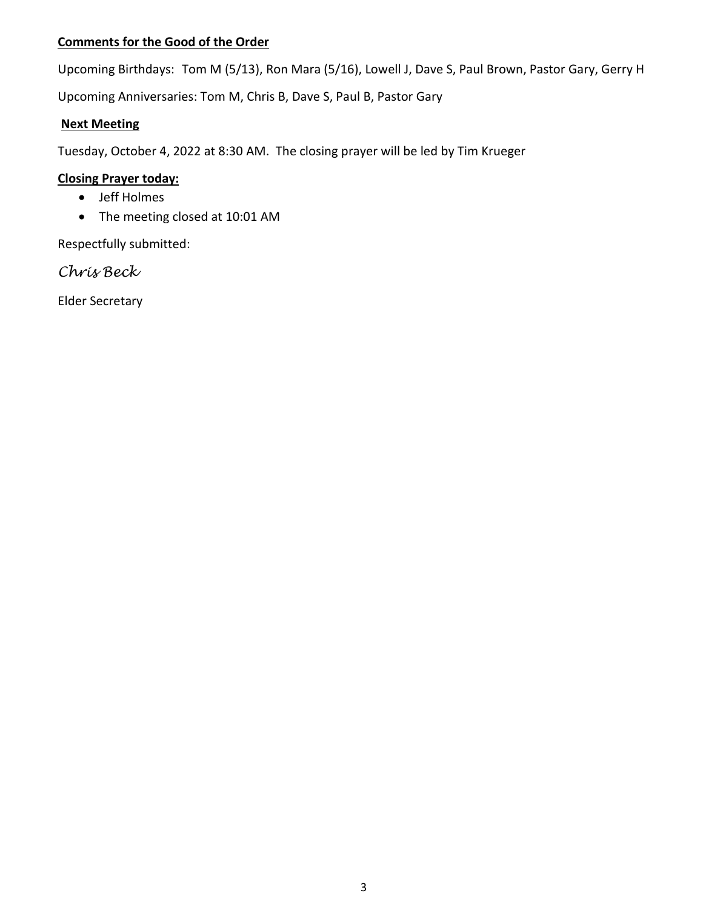**Comments for the Good of the Order**

Upcoming Birthdays: Tom M (5/13), Ron Mara (5/16), Lowell J, Dave S, Paul Brown, Pastor Gary, Gerry H

Upcoming Anniversaries: Tom M, Chris B, Dave S, Paul B, Pastor Gary

**Next Meeting**

Tuesday, October 4, 2022 at 8:30 AM. The closing prayer will be led by Tim Krueger

**Closing Prayer today:**

- Jeff Holmes
- The meeting closed at 10:01 AM

Respectfully submitted:

*Chris Beck*

Elder Secretary